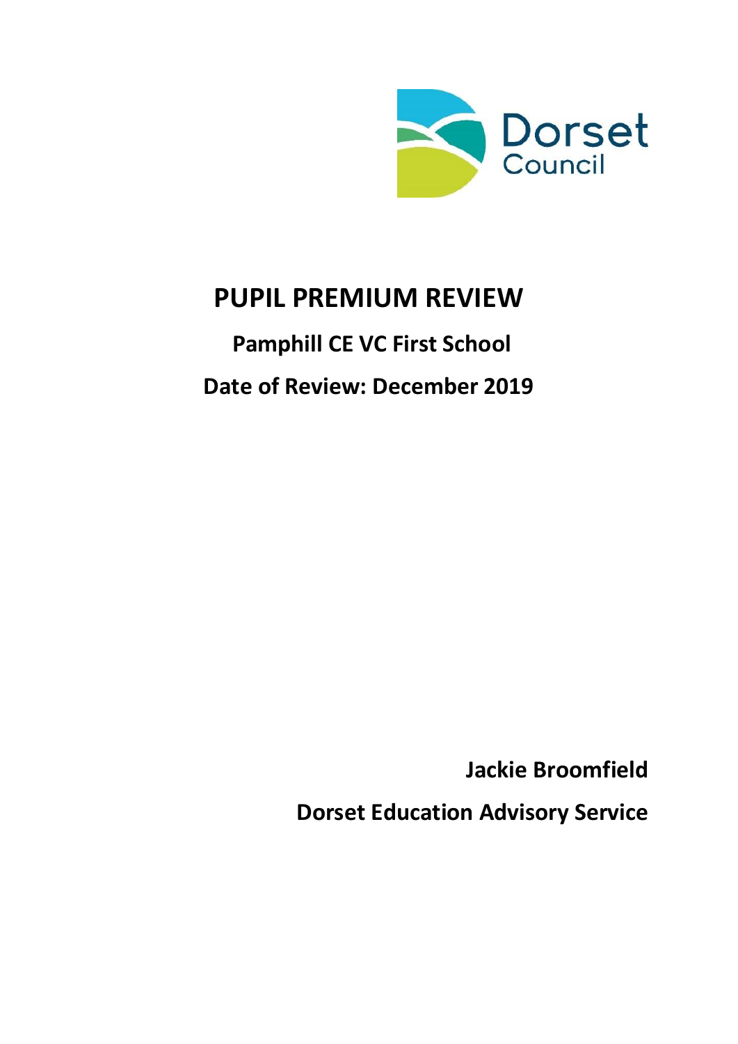Dorset Council

# PUPIL PREMIUM REVIEW

## Pamphill CE VC First School

## Date of Review: December 2019

**Jackie Broomfield**

**Dorset Education Advisory Service**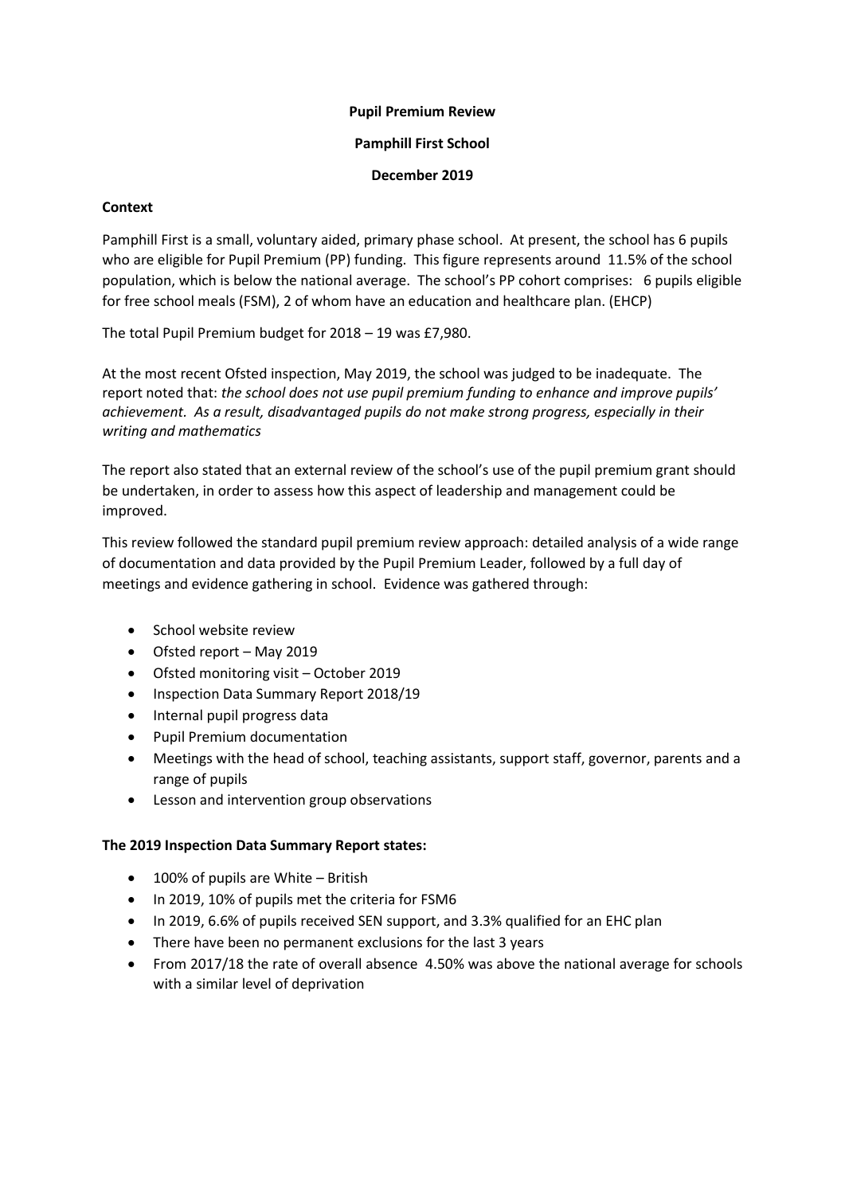**Pupil Premium Review**

**Pamphill First School**

**December 2019**

**Context**

Pamphill First is a small, voluntary aided, primary phase school. At present, the school has 6 pupils who are eligible for Pupil Premium (PP) funding. This figure represents around 11.5% of the school population, which is below the national average. The school's PP cohort comprises: 6 pupils eligible for free school meals (FSM), 2 of whom have an education and healthcare plan. (EHCP)

The total Pupil Premium budget for 2018 – 19 was £7,980.

At the most recent Ofsted inspection, May 2019, the school was judged to be inadequate. The report noted that: *the school does not use pupil premium funding to enhance and improve pupils' achievement. As a result, disadvantaged pupils do not make strong progress, especially in their writing and mathematics*

The report also stated that an external review of the school's use of the pupil premium grant should be undertaken, in order to assess how this aspect of leadership and management could be improved.

This review followed the standard pupil premium review approach: detailed analysis of a wide range of documentation and data provided by the Pupil Premium Leader, followed by a full day of meetings and evidence gathering in school. Evidence was gathered through:

- School website review
- Ofsted report – May 2019
- Ofsted monitoring visit – October 2019
- Inspection Data Summary Report 2018/19
- Internal pupil progress data
- Pupil Premium documentation
- Meetings with the head of school, teaching assistants, support staff, governor, parents and a range of pupils
- Lesson and intervention group observations

**The 2019 Inspection Data Summary Report states:**

- 100% of pupils are White – British
- In 2019, 10% of pupils met the criteria for FSM6
- In 2019, 6.6% of pupils received SEN support, and 3.3% qualified for an EHC plan
- There have been no permanent exclusions for the last 3 years
- From 2017/18 the rate of overall absence 4.50% was above the national average for schools with a similar level of deprivation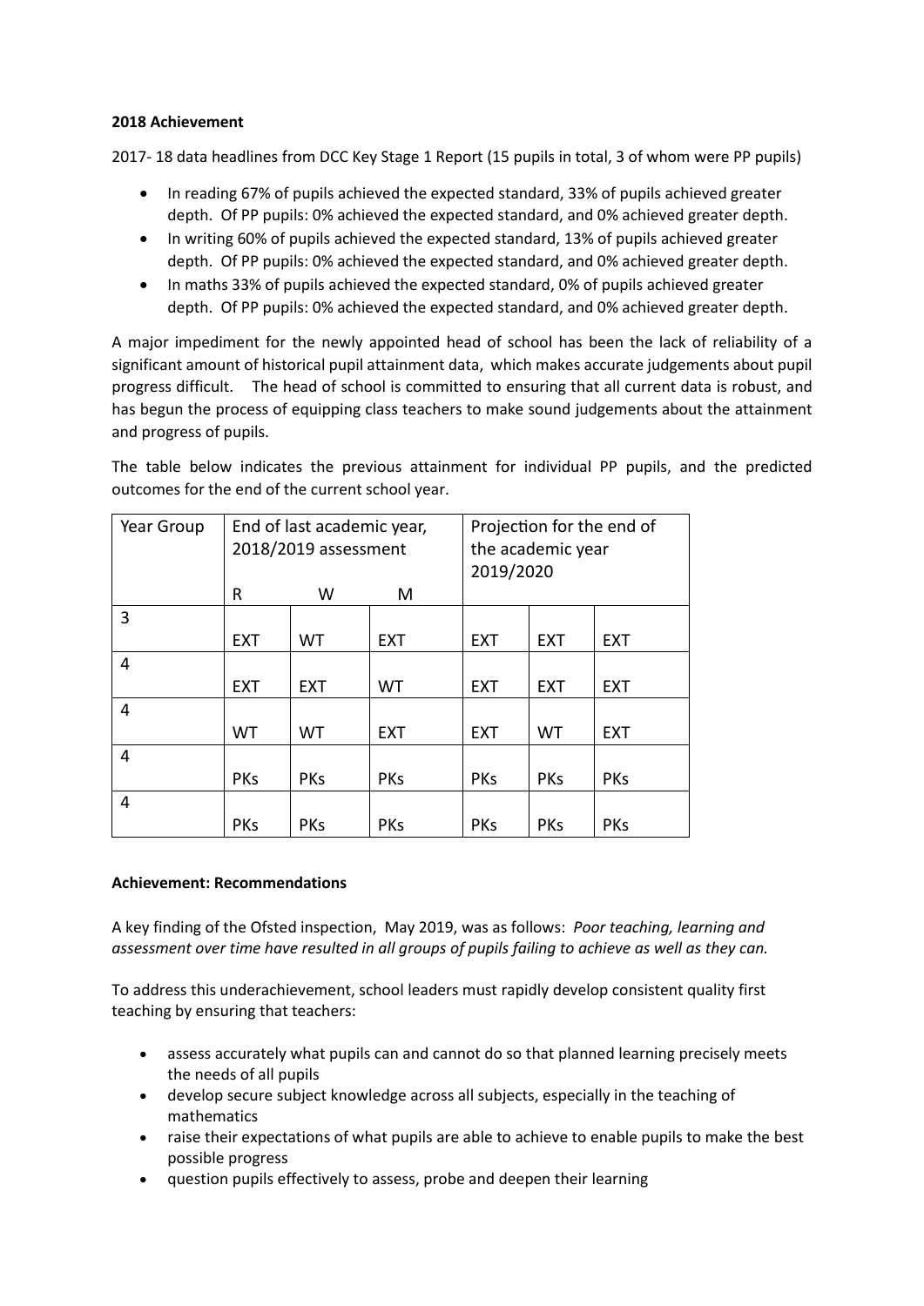**2018 Achievement**

2017- 18 data headlines from DCC Key Stage 1 Report (15 pupils in total, 3 of whom were PP pupils)

- In reading 67% of pupils achieved the expected standard, 33% of pupils achieved greater depth. Of PP pupils: 0% achieved the expected standard, and 0% achieved greater depth.
- In writing 60% of pupils achieved the expected standard, 13% of pupils achieved greater depth. Of PP pupils: 0% achieved the expected standard, and 0% achieved greater depth.
- In maths 33% of pupils achieved the expected standard, 0% of pupils achieved greater depth. Of PP pupils: 0% achieved the expected standard, and 0% achieved greater depth.

A major impediment for the newly appointed head of school has been the lack of reliability of a significant amount of historical pupil attainment data, which makes accurate judgements about pupil progress difficult. The head of school is committed to ensuring that all current data is robust, and has begun the process of equipping class teachers to make sound judgements about the attainment and progress of pupils.

The table below indicates the previous attainment for individual PP pupils, and the predicted outcomes for the end of the current school year.

| Year Group | End of last academic year, 2018/2019 assessment | | | Projection for the end of the academic year 2019/2020 | | |
|---|---|---|---|---|---|---|
| | R | W | M | | | |
| 3 | EXT | WT | EXT | EXT | EXT | EXT |
| 4 | EXT | EXT | WT | EXT | EXT | EXT |
| 4 | WT | WT | EXT | EXT | WT | EXT |
| 4 | PKs | PKs | PKs | PKs | PKs | PKs |
| 4 | PKs | PKs | PKs | PKs | PKs | PKs |

**Achievement: Recommendations**

A key finding of the Ofsted inspection, May 2019, was as follows: *Poor teaching, learning and assessment over time have resulted in all groups of pupils failing to achieve as well as they can.*

To address this underachievement, school leaders must rapidly develop consistent quality first teaching by ensuring that teachers:

- assess accurately what pupils can and cannot do so that planned learning precisely meets the needs of all pupils
- develop secure subject knowledge across all subjects, especially in the teaching of mathematics
- raise their expectations of what pupils are able to achieve to enable pupils to make the best possible progress
- question pupils effectively to assess, probe and deepen their learning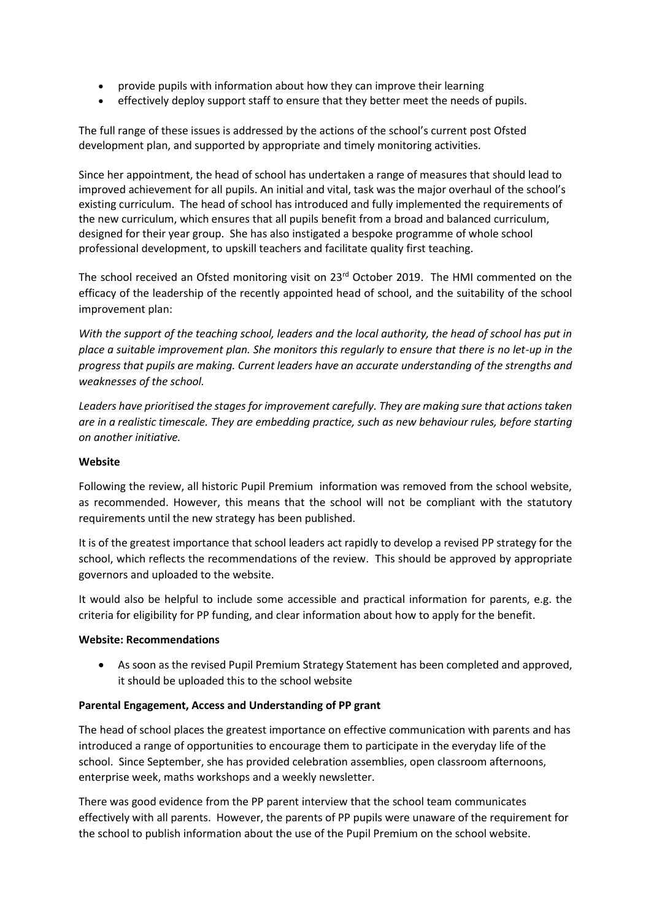- provide pupils with information about how they can improve their learning
- effectively deploy support staff to ensure that they better meet the needs of pupils.

The full range of these issues is addressed by the actions of the school's current post Ofsted development plan, and supported by appropriate and timely monitoring activities.

Since her appointment, the head of school has undertaken a range of measures that should lead to improved achievement for all pupils. An initial and vital, task was the major overhaul of the school's existing curriculum. The head of school has introduced and fully implemented the requirements of the new curriculum, which ensures that all pupils benefit from a broad and balanced curriculum, designed for their year group. She has also instigated a bespoke programme of whole school professional development, to upskill teachers and facilitate quality first teaching.

The school received an Ofsted monitoring visit on 23rd October 2019. The HMI commented on the efficacy of the leadership of the recently appointed head of school, and the suitability of the school improvement plan:

*With the support of the teaching school, leaders and the local authority, the head of school has put in place a suitable improvement plan. She monitors this regularly to ensure that there is no let-up in the progress that pupils are making. Current leaders have an accurate understanding of the strengths and weaknesses of the school.*

*Leaders have prioritised the stages for improvement carefully. They are making sure that actions taken are in a realistic timescale. They are embedding practice, such as new behaviour rules, before starting on another initiative.*

**Website**

Following the review, all historic Pupil Premium information was removed from the school website, as recommended. However, this means that the school will not be compliant with the statutory requirements until the new strategy has been published.

It is of the greatest importance that school leaders act rapidly to develop a revised PP strategy for the school, which reflects the recommendations of the review. This should be approved by appropriate governors and uploaded to the website.

It would also be helpful to include some accessible and practical information for parents, e.g. the criteria for eligibility for PP funding, and clear information about how to apply for the benefit.

**Website: Recommendations**

- As soon as the revised Pupil Premium Strategy Statement has been completed and approved, it should be uploaded this to the school website

**Parental Engagement, Access and Understanding of PP grant**

The head of school places the greatest importance on effective communication with parents and has introduced a range of opportunities to encourage them to participate in the everyday life of the school. Since September, she has provided celebration assemblies, open classroom afternoons, enterprise week, maths workshops and a weekly newsletter.

There was good evidence from the PP parent interview that the school team communicates effectively with all parents. However, the parents of PP pupils were unaware of the requirement for the school to publish information about the use of the Pupil Premium on the school website.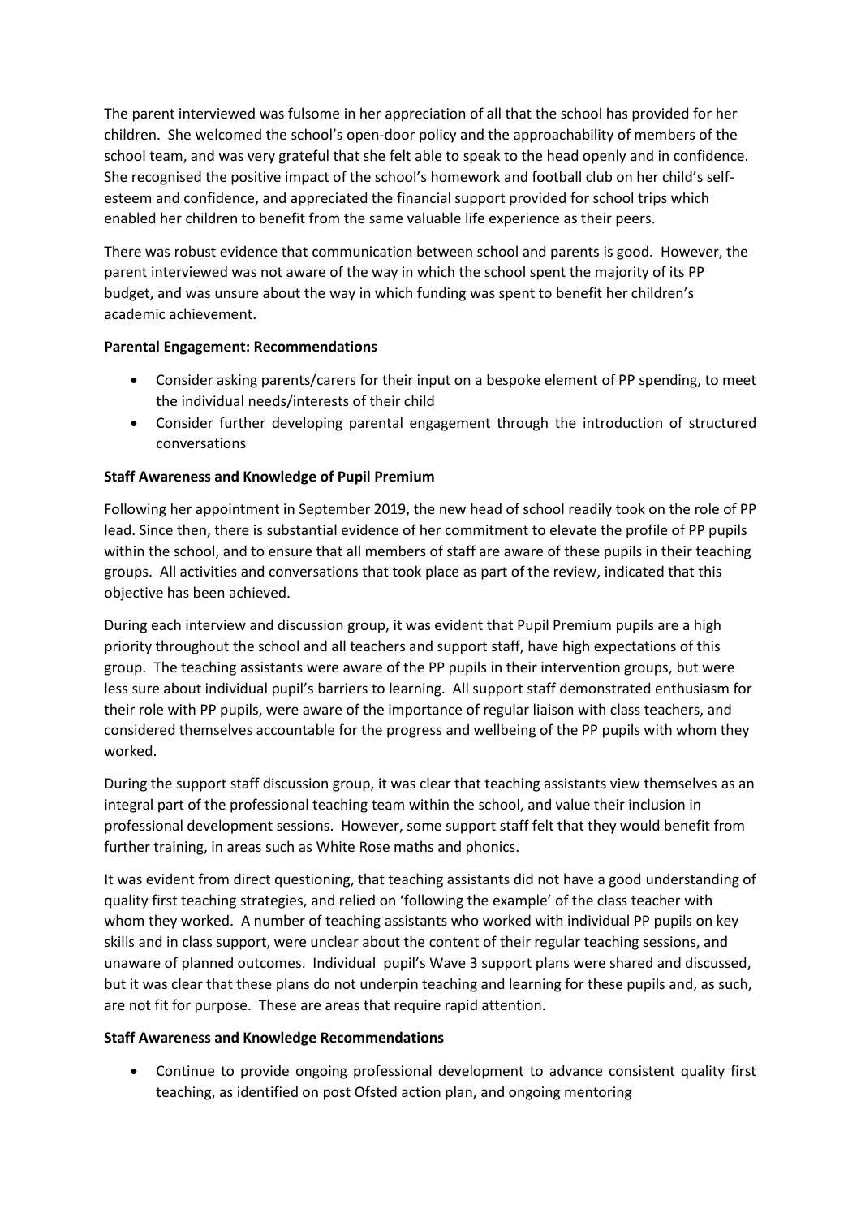The parent interviewed was fulsome in her appreciation of all that the school has provided for her children. She welcomed the school's open-door policy and the approachability of members of the school team, and was very grateful that she felt able to speak to the head openly and in confidence. She recognised the positive impact of the school's homework and football club on her child's self-esteem and confidence, and appreciated the financial support provided for school trips which enabled her children to benefit from the same valuable life experience as their peers.

There was robust evidence that communication between school and parents is good. However, the parent interviewed was not aware of the way in which the school spent the majority of its PP budget, and was unsure about the way in which funding was spent to benefit her children's academic achievement.

**Parental Engagement: Recommendations**

- Consider asking parents/carers for their input on a bespoke element of PP spending, to meet the individual needs/interests of their child
- Consider further developing parental engagement through the introduction of structured conversations

**Staff Awareness and Knowledge of Pupil Premium**

Following her appointment in September 2019, the new head of school readily took on the role of PP lead. Since then, there is substantial evidence of her commitment to elevate the profile of PP pupils within the school, and to ensure that all members of staff are aware of these pupils in their teaching groups. All activities and conversations that took place as part of the review, indicated that this objective has been achieved.

During each interview and discussion group, it was evident that Pupil Premium pupils are a high priority throughout the school and all teachers and support staff, have high expectations of this group. The teaching assistants were aware of the PP pupils in their intervention groups, but were less sure about individual pupil's barriers to learning. All support staff demonstrated enthusiasm for their role with PP pupils, were aware of the importance of regular liaison with class teachers, and considered themselves accountable for the progress and wellbeing of the PP pupils with whom they worked.

During the support staff discussion group, it was clear that teaching assistants view themselves as an integral part of the professional teaching team within the school, and value their inclusion in professional development sessions. However, some support staff felt that they would benefit from further training, in areas such as White Rose maths and phonics.

It was evident from direct questioning, that teaching assistants did not have a good understanding of quality first teaching strategies, and relied on 'following the example' of the class teacher with whom they worked. A number of teaching assistants who worked with individual PP pupils on key skills and in class support, were unclear about the content of their regular teaching sessions, and unaware of planned outcomes. Individual pupil's Wave 3 support plans were shared and discussed, but it was clear that these plans do not underpin teaching and learning for these pupils and, as such, are not fit for purpose. These are areas that require rapid attention.

**Staff Awareness and Knowledge Recommendations**

- Continue to provide ongoing professional development to advance consistent quality first teaching, as identified on post Ofsted action plan, and ongoing mentoring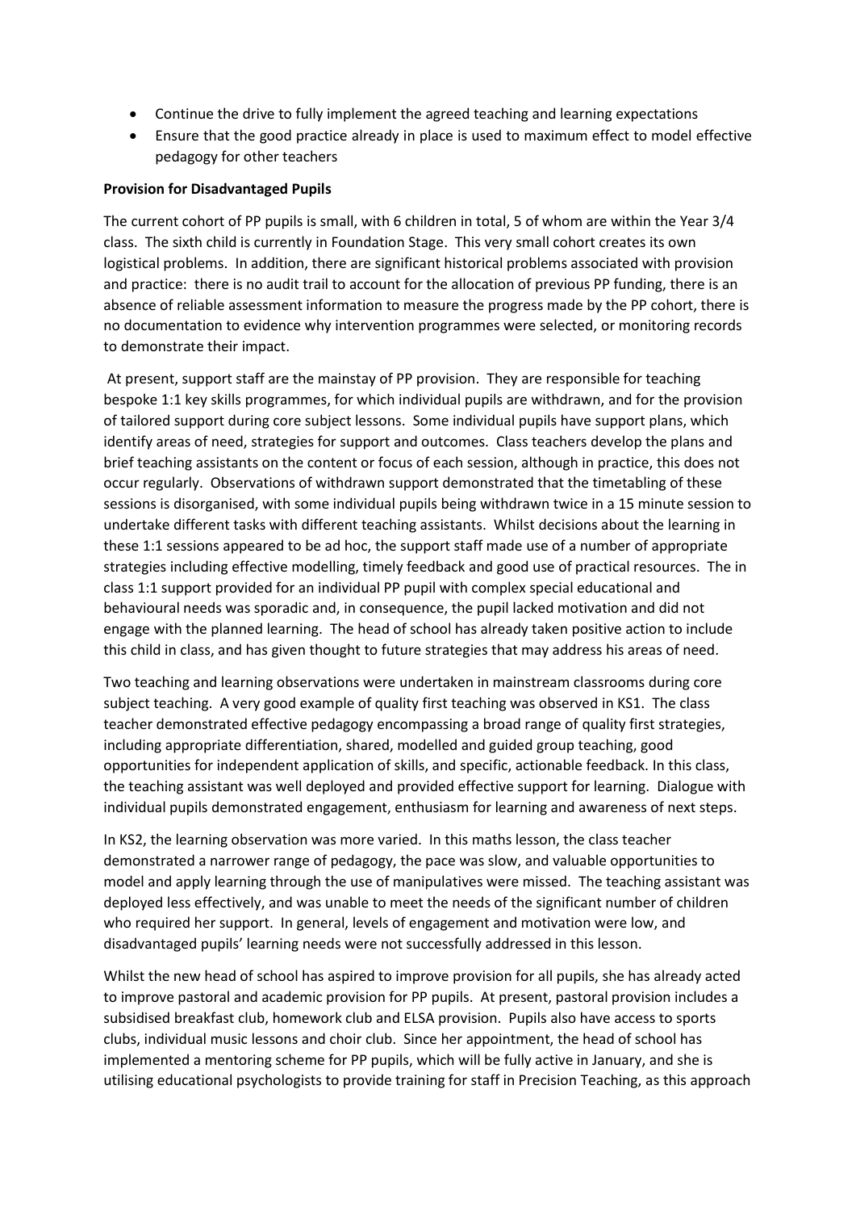- Continue the drive to fully implement the agreed teaching and learning expectations
- Ensure that the good practice already in place is used to maximum effect to model effective pedagogy for other teachers

**Provision for Disadvantaged Pupils**

The current cohort of PP pupils is small, with 6 children in total, 5 of whom are within the Year 3/4 class. The sixth child is currently in Foundation Stage. This very small cohort creates its own logistical problems. In addition, there are significant historical problems associated with provision and practice: there is no audit trail to account for the allocation of previous PP funding, there is an absence of reliable assessment information to measure the progress made by the PP cohort, there is no documentation to evidence why intervention programmes were selected, or monitoring records to demonstrate their impact.

At present, support staff are the mainstay of PP provision. They are responsible for teaching bespoke 1:1 key skills programmes, for which individual pupils are withdrawn, and for the provision of tailored support during core subject lessons. Some individual pupils have support plans, which identify areas of need, strategies for support and outcomes. Class teachers develop the plans and brief teaching assistants on the content or focus of each session, although in practice, this does not occur regularly. Observations of withdrawn support demonstrated that the timetabling of these sessions is disorganised, with some individual pupils being withdrawn twice in a 15 minute session to undertake different tasks with different teaching assistants. Whilst decisions about the learning in these 1:1 sessions appeared to be ad hoc, the support staff made use of a number of appropriate strategies including effective modelling, timely feedback and good use of practical resources. The in class 1:1 support provided for an individual PP pupil with complex special educational and behavioural needs was sporadic and, in consequence, the pupil lacked motivation and did not engage with the planned learning. The head of school has already taken positive action to include this child in class, and has given thought to future strategies that may address his areas of need.

Two teaching and learning observations were undertaken in mainstream classrooms during core subject teaching. A very good example of quality first teaching was observed in KS1. The class teacher demonstrated effective pedagogy encompassing a broad range of quality first strategies, including appropriate differentiation, shared, modelled and guided group teaching, good opportunities for independent application of skills, and specific, actionable feedback. In this class, the teaching assistant was well deployed and provided effective support for learning. Dialogue with individual pupils demonstrated engagement, enthusiasm for learning and awareness of next steps.

In KS2, the learning observation was more varied. In this maths lesson, the class teacher demonstrated a narrower range of pedagogy, the pace was slow, and valuable opportunities to model and apply learning through the use of manipulatives were missed. The teaching assistant was deployed less effectively, and was unable to meet the needs of the significant number of children who required her support. In general, levels of engagement and motivation were low, and disadvantaged pupils' learning needs were not successfully addressed in this lesson.

Whilst the new head of school has aspired to improve provision for all pupils, she has already acted to improve pastoral and academic provision for PP pupils. At present, pastoral provision includes a subsidised breakfast club, homework club and ELSA provision. Pupils also have access to sports clubs, individual music lessons and choir club. Since her appointment, the head of school has implemented a mentoring scheme for PP pupils, which will be fully active in January, and she is utilising educational psychologists to provide training for staff in Precision Teaching, as this approach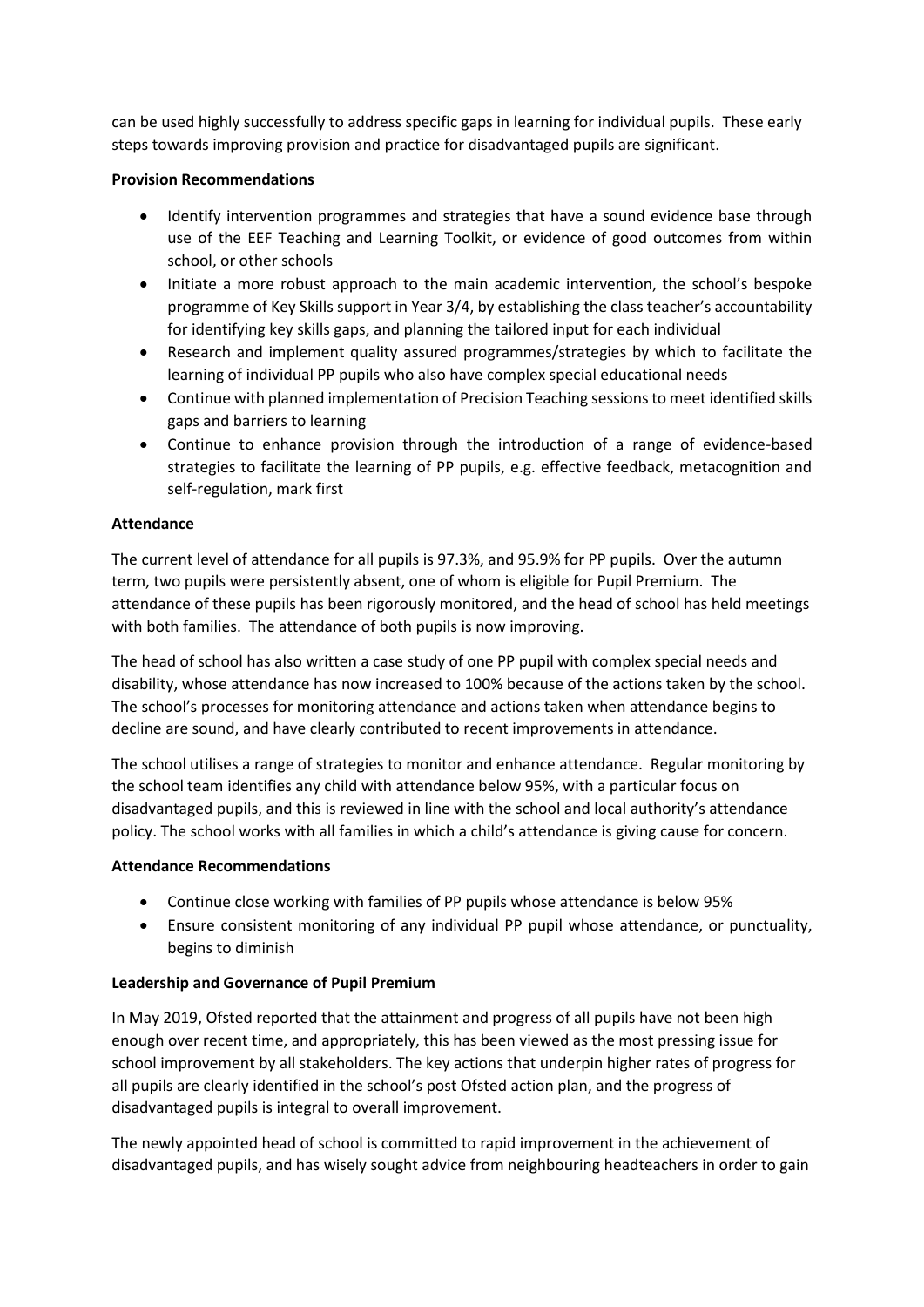can be used highly successfully to address specific gaps in learning for individual pupils. These early steps towards improving provision and practice for disadvantaged pupils are significant.

**Provision Recommendations**

- Identify intervention programmes and strategies that have a sound evidence base through use of the EEF Teaching and Learning Toolkit, or evidence of good outcomes from within school, or other schools
- Initiate a more robust approach to the main academic intervention, the school's bespoke programme of Key Skills support in Year 3/4, by establishing the class teacher's accountability for identifying key skills gaps, and planning the tailored input for each individual
- Research and implement quality assured programmes/strategies by which to facilitate the learning of individual PP pupils who also have complex special educational needs
- Continue with planned implementation of Precision Teaching sessions to meet identified skills gaps and barriers to learning
- Continue to enhance provision through the introduction of a range of evidence-based strategies to facilitate the learning of PP pupils, e.g. effective feedback, metacognition and self-regulation, mark first

**Attendance**

The current level of attendance for all pupils is 97.3%, and 95.9% for PP pupils. Over the autumn term, two pupils were persistently absent, one of whom is eligible for Pupil Premium. The attendance of these pupils has been rigorously monitored, and the head of school has held meetings with both families. The attendance of both pupils is now improving.

The head of school has also written a case study of one PP pupil with complex special needs and disability, whose attendance has now increased to 100% because of the actions taken by the school. The school's processes for monitoring attendance and actions taken when attendance begins to decline are sound, and have clearly contributed to recent improvements in attendance.

The school utilises a range of strategies to monitor and enhance attendance. Regular monitoring by the school team identifies any child with attendance below 95%, with a particular focus on disadvantaged pupils, and this is reviewed in line with the school and local authority's attendance policy. The school works with all families in which a child's attendance is giving cause for concern.

**Attendance Recommendations**

- Continue close working with families of PP pupils whose attendance is below 95%
- Ensure consistent monitoring of any individual PP pupil whose attendance, or punctuality, begins to diminish

**Leadership and Governance of Pupil Premium**

In May 2019, Ofsted reported that the attainment and progress of all pupils have not been high enough over recent time, and appropriately, this has been viewed as the most pressing issue for school improvement by all stakeholders. The key actions that underpin higher rates of progress for all pupils are clearly identified in the school's post Ofsted action plan, and the progress of disadvantaged pupils is integral to overall improvement.

The newly appointed head of school is committed to rapid improvement in the achievement of disadvantaged pupils, and has wisely sought advice from neighbouring headteachers in order to gain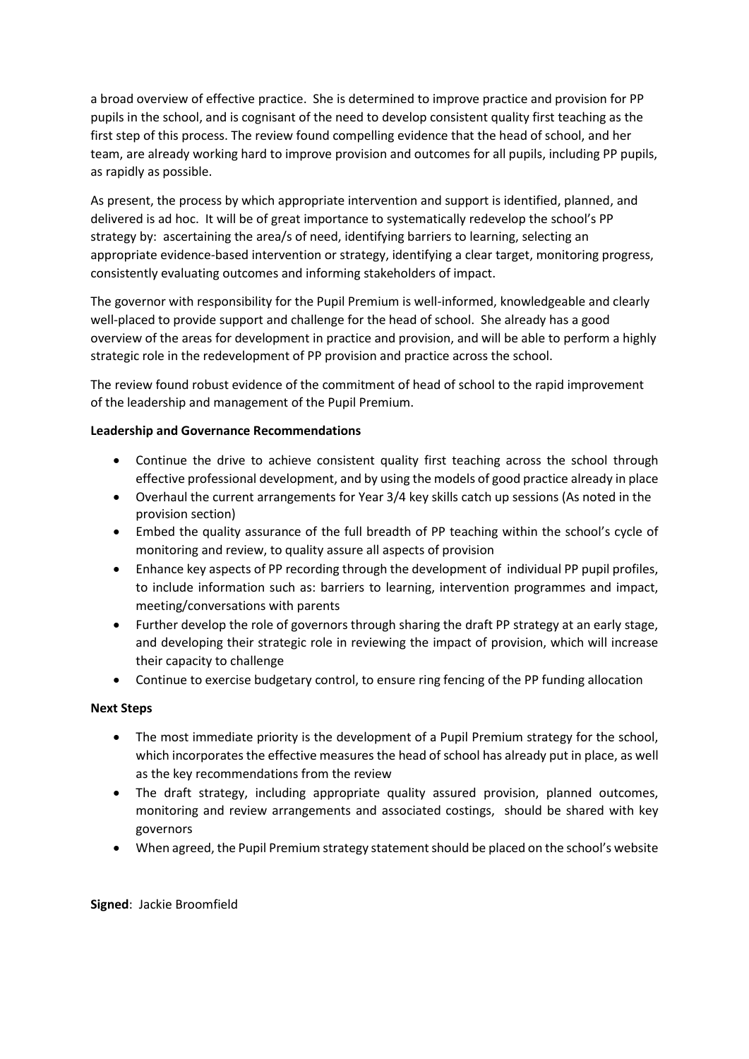a broad overview of effective practice. She is determined to improve practice and provision for PP pupils in the school, and is cognisant of the need to develop consistent quality first teaching as the first step of this process. The review found compelling evidence that the head of school, and her team, are already working hard to improve provision and outcomes for all pupils, including PP pupils, as rapidly as possible.

As present, the process by which appropriate intervention and support is identified, planned, and delivered is ad hoc. It will be of great importance to systematically redevelop the school's PP strategy by: ascertaining the area/s of need, identifying barriers to learning, selecting an appropriate evidence-based intervention or strategy, identifying a clear target, monitoring progress, consistently evaluating outcomes and informing stakeholders of impact.

The governor with responsibility for the Pupil Premium is well-informed, knowledgeable and clearly well-placed to provide support and challenge for the head of school. She already has a good overview of the areas for development in practice and provision, and will be able to perform a highly strategic role in the redevelopment of PP provision and practice across the school.

The review found robust evidence of the commitment of head of school to the rapid improvement of the leadership and management of the Pupil Premium.

**Leadership and Governance Recommendations**

- Continue the drive to achieve consistent quality first teaching across the school through effective professional development, and by using the models of good practice already in place
- Overhaul the current arrangements for Year 3/4 key skills catch up sessions (As noted in the provision section)
- Embed the quality assurance of the full breadth of PP teaching within the school's cycle of monitoring and review, to quality assure all aspects of provision
- Enhance key aspects of PP recording through the development of individual PP pupil profiles, to include information such as: barriers to learning, intervention programmes and impact, meeting/conversations with parents
- Further develop the role of governors through sharing the draft PP strategy at an early stage, and developing their strategic role in reviewing the impact of provision, which will increase their capacity to challenge
- Continue to exercise budgetary control, to ensure ring fencing of the PP funding allocation

**Next Steps**

- The most immediate priority is the development of a Pupil Premium strategy for the school, which incorporates the effective measures the head of school has already put in place, as well as the key recommendations from the review
- The draft strategy, including appropriate quality assured provision, planned outcomes, monitoring and review arrangements and associated costings, should be shared with key governors
- When agreed, the Pupil Premium strategy statement should be placed on the school's website

**Signed**: Jackie Broomfield